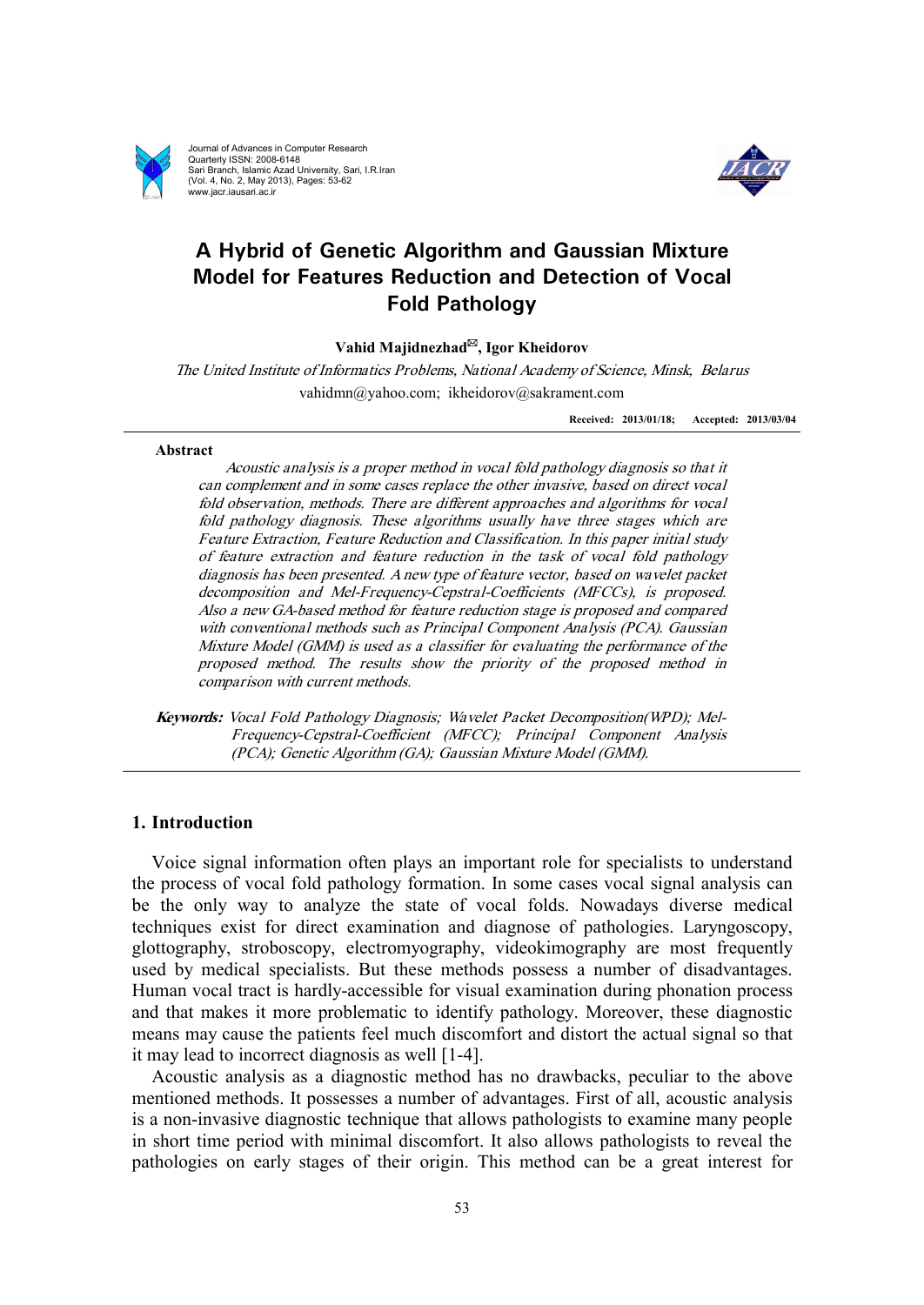Journal of Advances in Computer Research
Quarterly ISSN: 2008-6148
Sari Branch, Islamic Azad University, Sari, I.R.Iran
(Vol. 4, No. 2, May 2013), Pages: 53-62
www.jacr.iausari.ac.ir

# A Hybrid of Genetic Algorithm and Gaussian Mixture Model for Features Reduction and Detection of Vocal Fold Pathology

**Vahid Majidnezhad✉, Igor Kheidorov**

*The United Institute of Informatics Problems, National Academy of Science, Minsk, Belarus*
vahidmn@yahoo.com; ikheidorov@sakrament.com

**Received: 2013/01/18; Accepted: 2013/03/04**

---

**Abstract**

*Acoustic analysis is a proper method in vocal fold pathology diagnosis so that it can complement and in some cases replace the other invasive, based on direct vocal fold observation, methods. There are different approaches and algorithms for vocal fold pathology diagnosis. These algorithms usually have three stages which are Feature Extraction, Feature Reduction and Classification. In this paper initial study of feature extraction and feature reduction in the task of vocal fold pathology diagnosis has been presented. A new type of feature vector, based on wavelet packet decomposition and Mel-Frequency-Cepstral-Coefficients (MFCCs), is proposed. Also a new GA-based method for feature reduction stage is proposed and compared with conventional methods such as Principal Component Analysis (PCA). Gaussian Mixture Model (GMM) is used as a classifier for evaluating the performance of the proposed method. The results show the priority of the proposed method in comparison with current methods.*

***Keywords:*** *Vocal Fold Pathology Diagnosis; Wavelet Packet Decomposition(WPD); Mel-Frequency-Cepstral-Coefficient (MFCC); Principal Component Analysis (PCA); Genetic Algorithm (GA); Gaussian Mixture Model (GMM).*

---

## 1. Introduction

Voice signal information often plays an important role for specialists to understand the process of vocal fold pathology formation. In some cases vocal signal analysis can be the only way to analyze the state of vocal folds. Nowadays diverse medical techniques exist for direct examination and diagnose of pathologies. Laryngoscopy, glottography, stroboscopy, electromyography, videokimography are most frequently used by medical specialists. But these methods possess a number of disadvantages. Human vocal tract is hardly-accessible for visual examination during phonation process and that makes it more problematic to identify pathology. Moreover, these diagnostic means may cause the patients feel much discomfort and distort the actual signal so that it may lead to incorrect diagnosis as well [1-4].

Acoustic analysis as a diagnostic method has no drawbacks, peculiar to the above mentioned methods. It possesses a number of advantages. First of all, acoustic analysis is a non-invasive diagnostic technique that allows pathologists to examine many people in short time period with minimal discomfort. It also allows pathologists to reveal the pathologies on early stages of their origin. This method can be a great interest for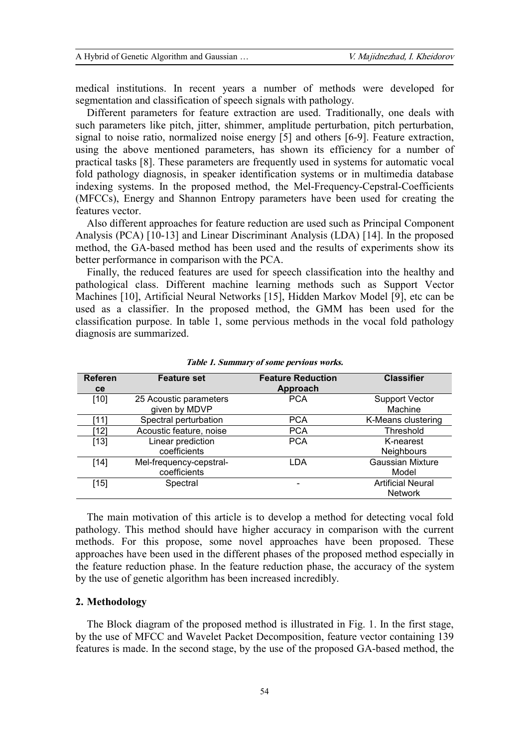medical institutions. In recent years a number of methods were developed for segmentation and classification of speech signals with pathology.

Different parameters for feature extraction are used. Traditionally, one deals with such parameters like pitch, jitter, shimmer, amplitude perturbation, pitch perturbation, signal to noise ratio, normalized noise energy [5] and others [6-9]. Feature extraction, using the above mentioned parameters, has shown its efficiency for a number of practical tasks [8]. These parameters are frequently used in systems for automatic vocal fold pathology diagnosis, in speaker identification systems or in multimedia database indexing systems. In the proposed method, the Mel-Frequency-Cepstral-Coefficients (MFCCs), Energy and Shannon Entropy parameters have been used for creating the features vector.

Also different approaches for feature reduction are used such as Principal Component Analysis (PCA) [10-13] and Linear Discriminant Analysis (LDA) [14]. In the proposed method, the GA-based method has been used and the results of experiments show its better performance in comparison with the PCA.

Finally, the reduced features are used for speech classification into the healthy and pathological class. Different machine learning methods such as Support Vector Machines [10], Artificial Neural Networks [15], Hidden Markov Model [9], etc can be used as a classifier. In the proposed method, the GMM has been used for the classification purpose. In table 1, some pervious methods in the vocal fold pathology diagnosis are summarized.

***Table 1. Summary of some pervious works.***

| Reference | Feature set | Feature Reduction Approach | Classifier |
|---|---|---|---|
| [10] | 25 Acoustic parameters given by MDVP | PCA | Support Vector Machine |
| [11] | Spectral perturbation | PCA | K-Means clustering |
| [12] | Acoustic feature, noise | PCA | Threshold |
| [13] | Linear prediction coefficients | PCA | K-nearest Neighbours |
| [14] | Mel-frequency-cepstral-coefficients | LDA | Gaussian Mixture Model |
| [15] | Spectral | - | Artificial Neural Network |

The main motivation of this article is to develop a method for detecting vocal fold pathology. This method should have higher accuracy in comparison with the current methods. For this propose, some novel approaches have been proposed. These approaches have been used in the different phases of the proposed method especially in the feature reduction phase. In the feature reduction phase, the accuracy of the system by the use of genetic algorithm has been increased incredibly.

## 2. Methodology

The Block diagram of the proposed method is illustrated in Fig. 1. In the first stage, by the use of MFCC and Wavelet Packet Decomposition, feature vector containing 139 features is made. In the second stage, by the use of the proposed GA-based method, the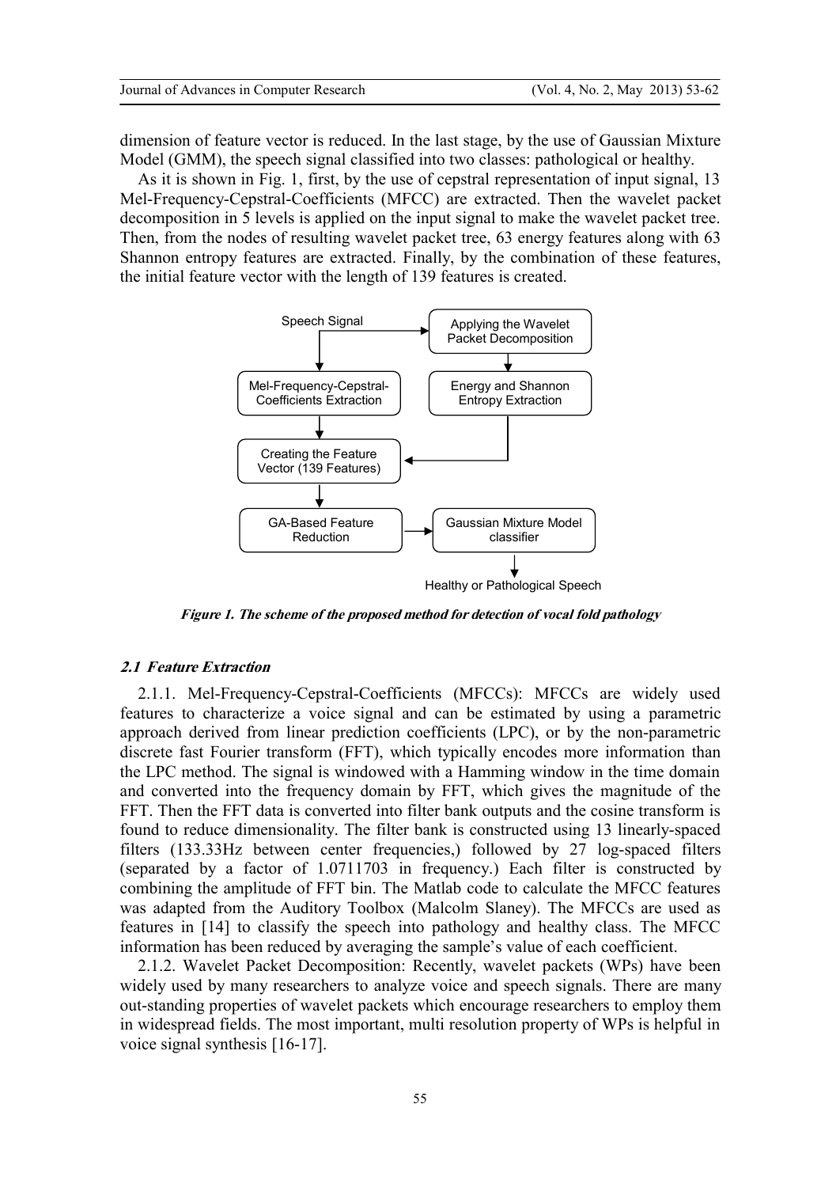dimension of feature vector is reduced. In the last stage, by the use of Gaussian Mixture Model (GMM), the speech signal classified into two classes: pathological or healthy.

As it is shown in Fig. 1, first, by the use of cepstral representation of input signal, 13 Mel-Frequency-Cepstral-Coefficients (MFCC) are extracted. Then the wavelet packet decomposition in 5 levels is applied on the input signal to make the wavelet packet tree. Then, from the nodes of resulting wavelet packet tree, 63 energy features along with 63 Shannon entropy features are extracted. Finally, by the combination of these features, the initial feature vector with the length of 139 features is created.

Speech Signal

Applying the Wavelet Packet Decomposition

Mel-Frequency-Cepstral-Coefficients Extraction

Energy and Shannon Entropy Extraction

Creating the Feature Vector (139 Features)

GA-Based Feature Reduction

Gaussian Mixture Model classifier

Healthy or Pathological Speech

***Figure 1. The scheme of the proposed method for detection of vocal fold pathology***

### *2.1 Feature Extraction*

2.1.1. Mel-Frequency-Cepstral-Coefficients (MFCCs): MFCCs are widely used features to characterize a voice signal and can be estimated by using a parametric approach derived from linear prediction coefficients (LPC), or by the non-parametric discrete fast Fourier transform (FFT), which typically encodes more information than the LPC method. The signal is windowed with a Hamming window in the time domain and converted into the frequency domain by FFT, which gives the magnitude of the FFT. Then the FFT data is converted into filter bank outputs and the cosine transform is found to reduce dimensionality. The filter bank is constructed using 13 linearly-spaced filters (133.33Hz between center frequencies,) followed by 27 log-spaced filters (separated by a factor of 1.0711703 in frequency.) Each filter is constructed by combining the amplitude of FFT bin. The Matlab code to calculate the MFCC features was adapted from the Auditory Toolbox (Malcolm Slaney). The MFCCs are used as features in [14] to classify the speech into pathology and healthy class. The MFCC information has been reduced by averaging the sample's value of each coefficient.

2.1.2. Wavelet Packet Decomposition: Recently, wavelet packets (WPs) have been widely used by many researchers to analyze voice and speech signals. There are many out-standing properties of wavelet packets which encourage researchers to employ them in widespread fields. The most important, multi resolution property of WPs is helpful in voice signal synthesis [16-17].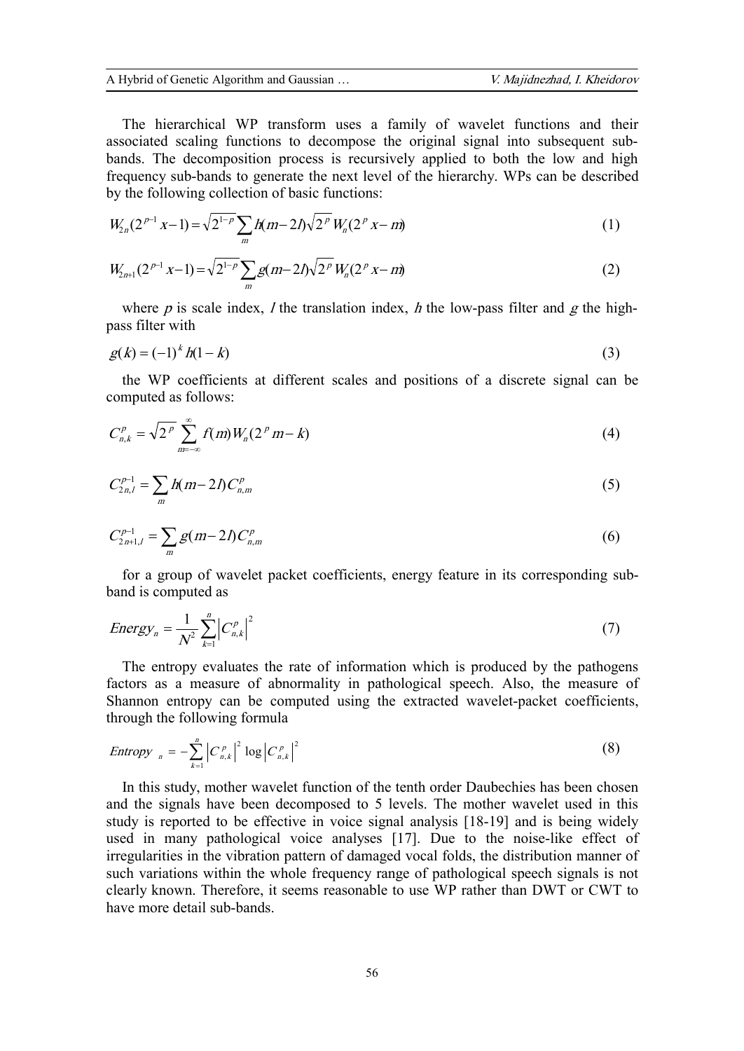The hierarchical WP transform uses a family of wavelet functions and their associated scaling functions to decompose the original signal into subsequent sub-bands. The decomposition process is recursively applied to both the low and high frequency sub-bands to generate the next level of the hierarchy. WPs can be described by the following collection of basic functions:

$$W_{2n}(2^{p-1}x-1)=\sqrt{2^{1-p}}\sum_{m}h(m-2l)\sqrt{2^{p}}\,W_{n}(2^{p}x-m) \tag{1}$$

$$W_{2n+1}(2^{p-1}x-1)=\sqrt{2^{1-p}}\sum_{m}g(m-2l)\sqrt{2^{p}}\,W_{n}(2^{p}x-m) \tag{2}$$

where $p$ is scale index, $l$ the translation index, $h$ the low-pass filter and $g$ the high-pass filter with

$$g(k)=(-1)^{k}h(1-k) \tag{3}$$

the WP coefficients at different scales and positions of a discrete signal can be computed as follows:

$$C_{n,k}^{p}=\sqrt{2^{p}}\sum_{m=-\infty}^{\infty}f(m)W_{n}(2^{p}m-k) \tag{4}$$

$$C_{2n,l}^{p-1}=\sum_{m}h(m-2l)C_{n,m}^{p} \tag{5}$$

$$C_{2n+1,l}^{p-1}=\sum_{m}g(m-2l)C_{n,m}^{p} \tag{6}$$

for a group of wavelet packet coefficients, energy feature in its corresponding sub-band is computed as

$$Energy_{n}=\frac{1}{N^{2}}\sum_{k=1}^{n}\left|C_{n,k}^{p}\right|^{2} \tag{7}$$

The entropy evaluates the rate of information which is produced by the pathogens factors as a measure of abnormality in pathological speech. Also, the measure of Shannon entropy can be computed using the extracted wavelet-packet coefficients, through the following formula

$$Entropy_{n}=-\sum_{k=1}^{n}\left|C_{n,k}^{p}\right|^{2}\log\left|C_{n,k}^{p}\right|^{2} \tag{8}$$

In this study, mother wavelet function of the tenth order Daubechies has been chosen and the signals have been decomposed to 5 levels. The mother wavelet used in this study is reported to be effective in voice signal analysis [18-19] and is being widely used in many pathological voice analyses [17]. Due to the noise-like effect of irregularities in the vibration pattern of damaged vocal folds, the distribution manner of such variations within the whole frequency range of pathological speech signals is not clearly known. Therefore, it seems reasonable to use WP rather than DWT or CWT to have more detail sub-bands.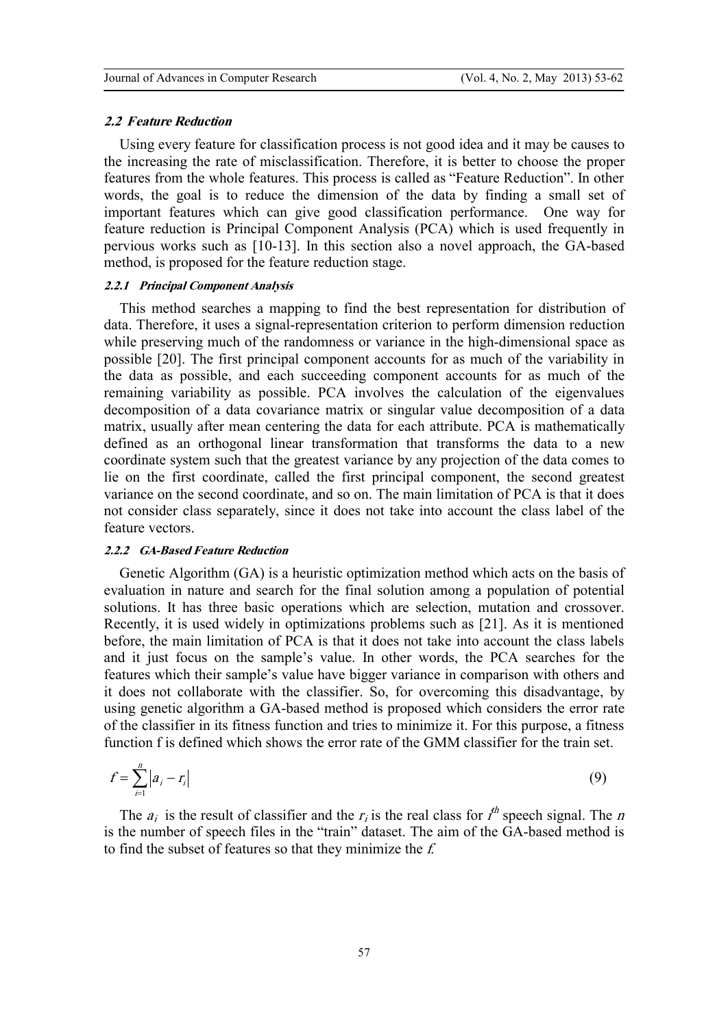### 2.2 Feature Reduction

Using every feature for classification process is not good idea and it may be causes to the increasing the rate of misclassification. Therefore, it is better to choose the proper features from the whole features. This process is called as "Feature Reduction". In other words, the goal is to reduce the dimension of the data by finding a small set of important features which can give good classification performance. One way for feature reduction is Principal Component Analysis (PCA) which is used frequently in pervious works such as [10-13]. In this section also a novel approach, the GA-based method, is proposed for the feature reduction stage.

#### 2.2.1 Principal Component Analysis

This method searches a mapping to find the best representation for distribution of data. Therefore, it uses a signal-representation criterion to perform dimension reduction while preserving much of the randomness or variance in the high-dimensional space as possible [20]. The first principal component accounts for as much of the variability in the data as possible, and each succeeding component accounts for as much of the remaining variability as possible. PCA involves the calculation of the eigenvalues decomposition of a data covariance matrix or singular value decomposition of a data matrix, usually after mean centering the data for each attribute. PCA is mathematically defined as an orthogonal linear transformation that transforms the data to a new coordinate system such that the greatest variance by any projection of the data comes to lie on the first coordinate, called the first principal component, the second greatest variance on the second coordinate, and so on. The main limitation of PCA is that it does not consider class separately, since it does not take into account the class label of the feature vectors.

#### 2.2.2 GA-Based Feature Reduction

Genetic Algorithm (GA) is a heuristic optimization method which acts on the basis of evaluation in nature and search for the final solution among a population of potential solutions. It has three basic operations which are selection, mutation and crossover. Recently, it is used widely in optimizations problems such as [21]. As it is mentioned before, the main limitation of PCA is that it does not take into account the class labels and it just focus on the sample's value. In other words, the PCA searches for the features which their sample's value have bigger variance in comparison with others and it does not collaborate with the classifier. So, for overcoming this disadvantage, by using genetic algorithm a GA-based method is proposed which considers the error rate of the classifier in its fitness function and tries to minimize it. For this purpose, a fitness function f is defined which shows the error rate of the GMM classifier for the train set.

$$f = \sum_{i=1}^{n} \left| a_i - r_i \right| \tag{9}$$

The $a_i$ is the result of classifier and the $r_i$ is the real class for $i^{th}$ speech signal. The $n$ is the number of speech files in the "train" dataset. The aim of the GA-based method is to find the subset of features so that they minimize the $f$.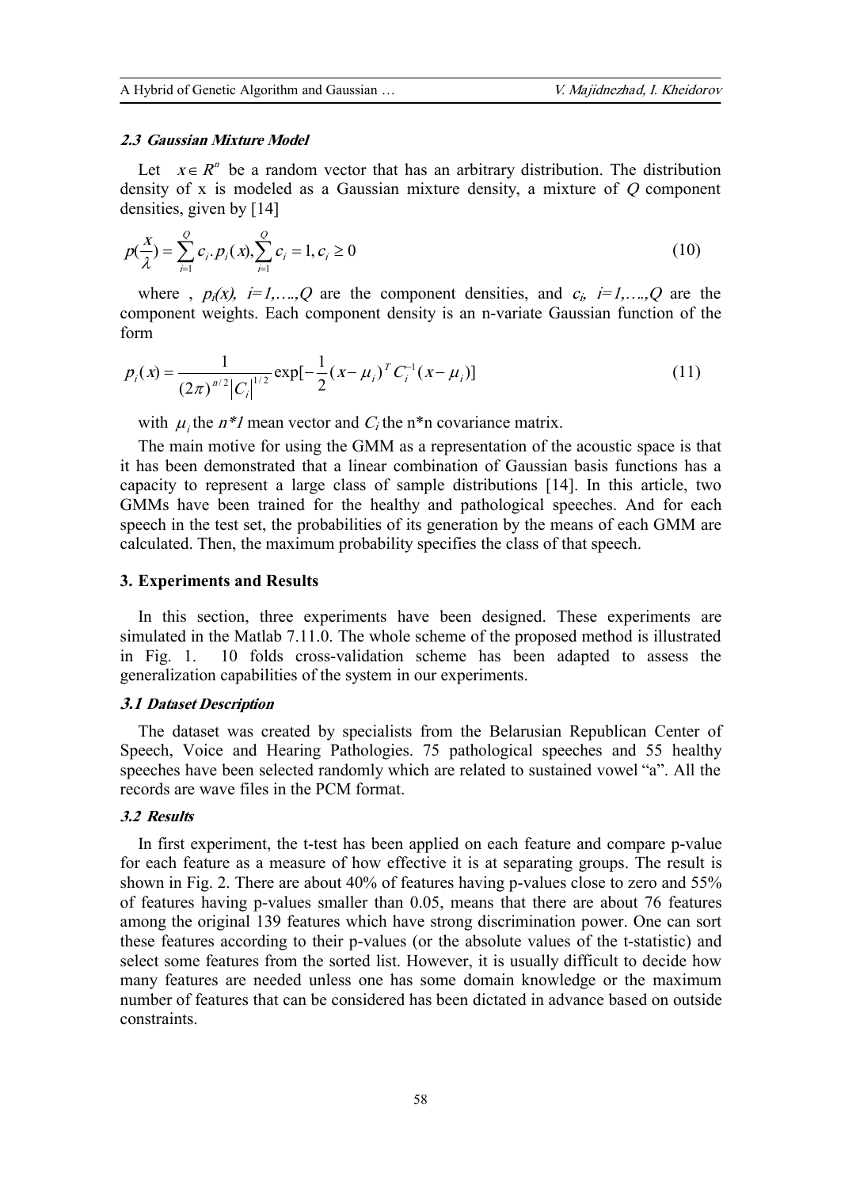#### *2.3 Gaussian Mixture Model*

Let $x \in R^n$ be a random vector that has an arbitrary distribution. The distribution density of x is modeled as a Gaussian mixture density, a mixture of *Q* component densities, given by [14]

$$p(\frac{x}{\lambda}) = \sum_{i=1}^{Q} c_i . p_i(x), \sum_{i=1}^{Q} c_i = 1, c_i \geq 0 \tag{10}$$

where , $p_i(x)$, $i=1,\ldots,Q$ are the component densities, and $c_i$, $i=1,\ldots,Q$ are the component weights. Each component density is an n-variate Gaussian function of the form

$$p_i(x) = \frac{1}{(2\pi)^{n/2} \left|C_i\right|^{1/2}} \exp[-\frac{1}{2}(x-\mu_i)^T C_i^{-1}(x-\mu_i)] \tag{11}$$

with $\mu_i$ the $n*1$ mean vector and $C_i$ the n*n covariance matrix.

The main motive for using the GMM as a representation of the acoustic space is that it has been demonstrated that a linear combination of Gaussian basis functions has a capacity to represent a large class of sample distributions [14]. In this article, two GMMs have been trained for the healthy and pathological speeches. And for each speech in the test set, the probabilities of its generation by the means of each GMM are calculated. Then, the maximum probability specifies the class of that speech.

### 3. Experiments and Results

In this section, three experiments have been designed. These experiments are simulated in the Matlab 7.11.0. The whole scheme of the proposed method is illustrated in Fig. 1. 10 folds cross-validation scheme has been adapted to assess the generalization capabilities of the system in our experiments.

#### *3.1 Dataset Description*

The dataset was created by specialists from the Belarusian Republican Center of Speech, Voice and Hearing Pathologies. 75 pathological speeches and 55 healthy speeches have been selected randomly which are related to sustained vowel "a". All the records are wave files in the PCM format.

#### *3.2 Results*

In first experiment, the t-test has been applied on each feature and compare p-value for each feature as a measure of how effective it is at separating groups. The result is shown in Fig. 2. There are about 40% of features having p-values close to zero and 55% of features having p-values smaller than 0.05, means that there are about 76 features among the original 139 features which have strong discrimination power. One can sort these features according to their p-values (or the absolute values of the t-statistic) and select some features from the sorted list. However, it is usually difficult to decide how many features are needed unless one has some domain knowledge or the maximum number of features that can be considered has been dictated in advance based on outside constraints.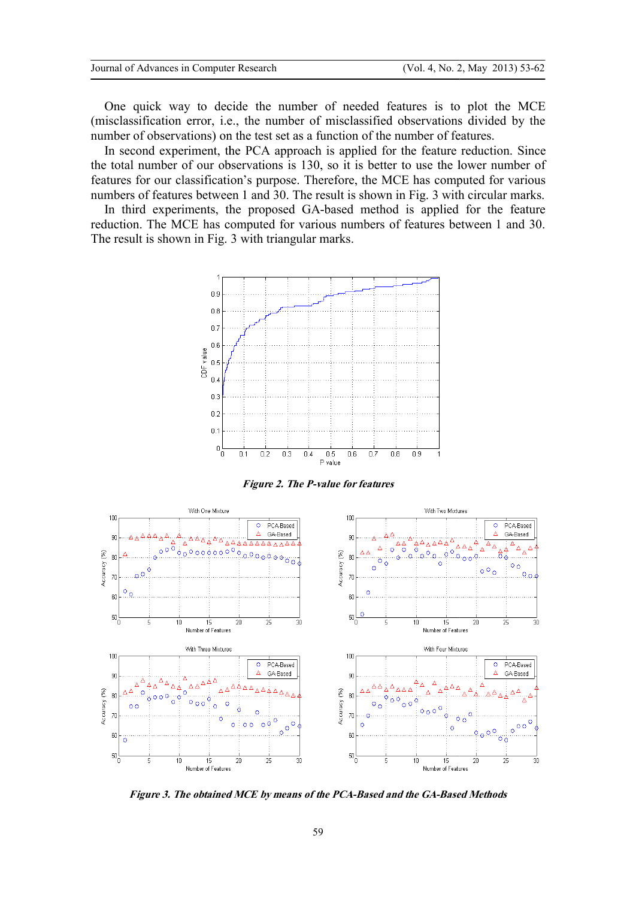One quick way to decide the number of needed features is to plot the MCE (misclassification error, i.e., the number of misclassified observations divided by the number of observations) on the test set as a function of the number of features.

In second experiment, the PCA approach is applied for the feature reduction. Since the total number of our observations is 130, so it is better to use the lower number of features for our classification's purpose. Therefore, the MCE has computed for various numbers of features between 1 and 30. The result is shown in Fig. 3 with circular marks.

In third experiments, the proposed GA-based method is applied for the feature reduction. The MCE has computed for various numbers of features between 1 and 30. The result is shown in Fig. 3 with triangular marks.

CDF value
P value
0
0.1
0.2
0.3
0.4
0.5
0.6
0.7
0.8
0.9
1

***Figure 2. The P-value for features***

With One Mixture
With Two Mixtures
With Three Mixtures
With Four Mixtures
PCA-Based
GA-Based
Accuracy (%)
Number of Features
50
60
70
80
90
100
0
5
10
15
20
25
30

***Figure 3. The obtained MCE by means of the PCA-Based and the GA-Based Methods***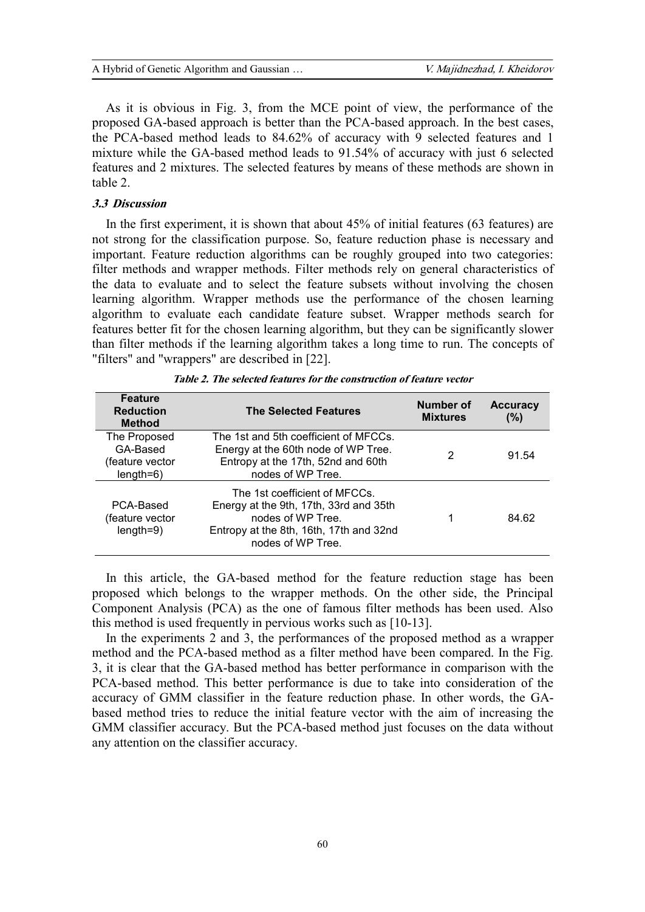As it is obvious in Fig. 3, from the MCE point of view, the performance of the proposed GA-based approach is better than the PCA-based approach. In the best cases, the PCA-based method leads to 84.62% of accuracy with 9 selected features and 1 mixture while the GA-based method leads to 91.54% of accuracy with just 6 selected features and 2 mixtures. The selected features by means of these methods are shown in table 2.

### *3.3 Discussion*

In the first experiment, it is shown that about 45% of initial features (63 features) are not strong for the classification purpose. So, feature reduction phase is necessary and important. Feature reduction algorithms can be roughly grouped into two categories: filter methods and wrapper methods. Filter methods rely on general characteristics of the data to evaluate and to select the feature subsets without involving the chosen learning algorithm. Wrapper methods use the performance of the chosen learning algorithm to evaluate each candidate feature subset. Wrapper methods search for features better fit for the chosen learning algorithm, but they can be significantly slower than filter methods if the learning algorithm takes a long time to run. The concepts of "filters" and "wrappers" are described in [22].

***Table 2. The selected features for the construction of feature vector***

| Feature Reduction Method | The Selected Features | Number of Mixtures | Accuracy (%) |
|---|---|---|---|
| The Proposed GA-Based (feature vector length=6) | The 1st and 5th coefficient of MFCCs. Energy at the 60th node of WP Tree. Entropy at the 17th, 52nd and 60th nodes of WP Tree. | 2 | 91.54 |
| PCA-Based (feature vector length=9) | The 1st coefficient of MFCCs. Energy at the 9th, 17th, 33rd and 35th nodes of WP Tree. Entropy at the 8th, 16th, 17th and 32nd nodes of WP Tree. | 1 | 84.62 |

In this article, the GA-based method for the feature reduction stage has been proposed which belongs to the wrapper methods. On the other side, the Principal Component Analysis (PCA) as the one of famous filter methods has been used. Also this method is used frequently in pervious works such as [10-13].

In the experiments 2 and 3, the performances of the proposed method as a wrapper method and the PCA-based method as a filter method have been compared. In the Fig. 3, it is clear that the GA-based method has better performance in comparison with the PCA-based method. This better performance is due to take into consideration of the accuracy of GMM classifier in the feature reduction phase. In other words, the GA-based method tries to reduce the initial feature vector with the aim of increasing the GMM classifier accuracy. But the PCA-based method just focuses on the data without any attention on the classifier accuracy.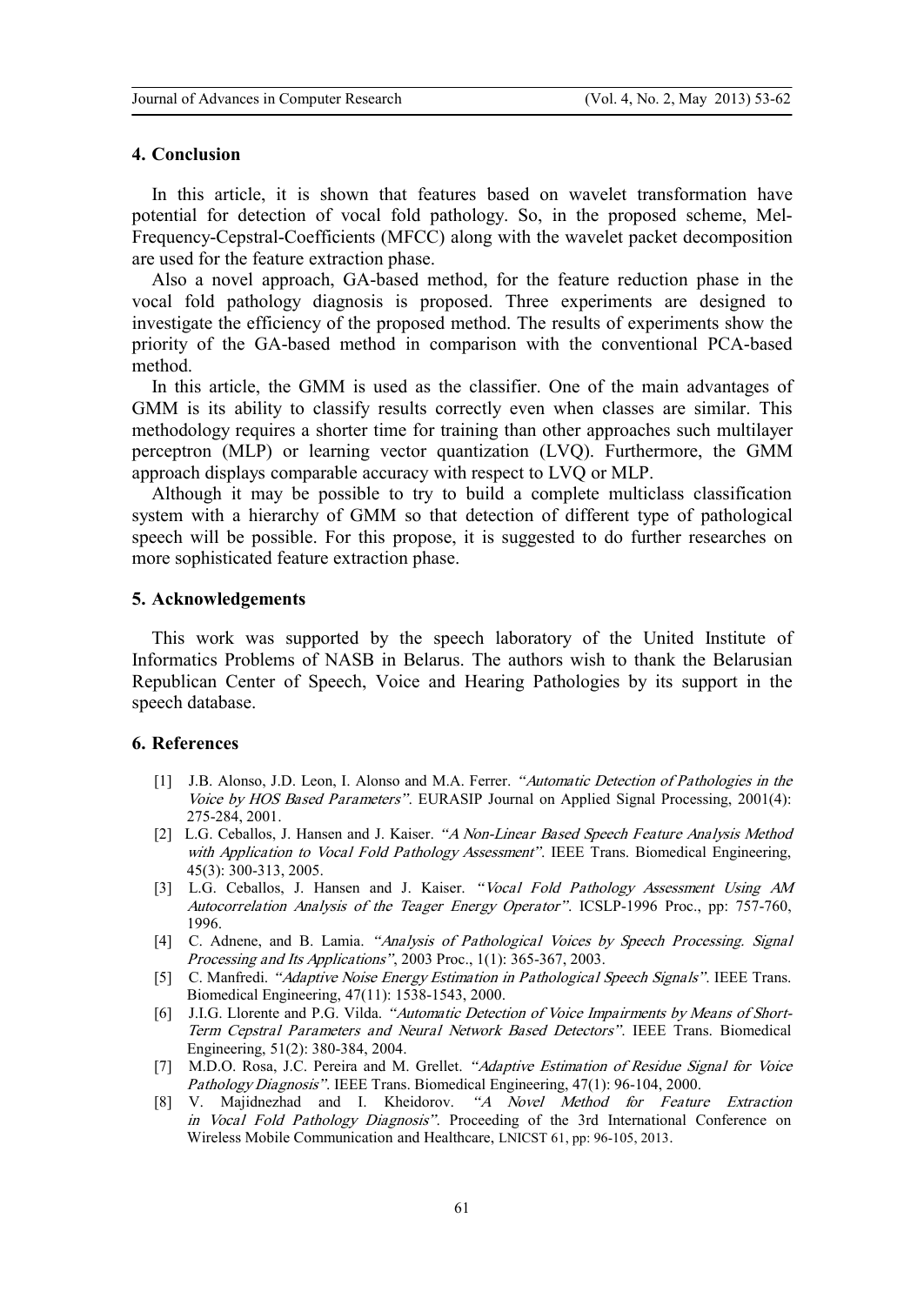## 4. Conclusion

In this article, it is shown that features based on wavelet transformation have potential for detection of vocal fold pathology. So, in the proposed scheme, Mel-Frequency-Cepstral-Coefficients (MFCC) along with the wavelet packet decomposition are used for the feature extraction phase.

Also a novel approach, GA-based method, for the feature reduction phase in the vocal fold pathology diagnosis is proposed. Three experiments are designed to investigate the efficiency of the proposed method. The results of experiments show the priority of the GA-based method in comparison with the conventional PCA-based method.

In this article, the GMM is used as the classifier. One of the main advantages of GMM is its ability to classify results correctly even when classes are similar. This methodology requires a shorter time for training than other approaches such multilayer perceptron (MLP) or learning vector quantization (LVQ). Furthermore, the GMM approach displays comparable accuracy with respect to LVQ or MLP.

Although it may be possible to try to build a complete multiclass classification system with a hierarchy of GMM so that detection of different type of pathological speech will be possible. For this propose, it is suggested to do further researches on more sophisticated feature extraction phase.

## 5. Acknowledgements

This work was supported by the speech laboratory of the United Institute of Informatics Problems of NASB in Belarus. The authors wish to thank the Belarusian Republican Center of Speech, Voice and Hearing Pathologies by its support in the speech database.

## 6. References

[1] J.B. Alonso, J.D. Leon, I. Alonso and M.A. Ferrer. *"Automatic Detection of Pathologies in the Voice by HOS Based Parameters"*. EURASIP Journal on Applied Signal Processing, 2001(4): 275-284, 2001.

[2] L.G. Ceballos, J. Hansen and J. Kaiser. *"A Non-Linear Based Speech Feature Analysis Method with Application to Vocal Fold Pathology Assessment"*. IEEE Trans. Biomedical Engineering, 45(3): 300-313, 2005.

[3] L.G. Ceballos, J. Hansen and J. Kaiser. *"Vocal Fold Pathology Assessment Using AM Autocorrelation Analysis of the Teager Energy Operator"*. ICSLP-1996 Proc., pp: 757-760, 1996.

[4] C. Adnene, and B. Lamia. *"Analysis of Pathological Voices by Speech Processing. Signal Processing and Its Applications"*, 2003 Proc., 1(1): 365-367, 2003.

[5] C. Manfredi. *"Adaptive Noise Energy Estimation in Pathological Speech Signals"*. IEEE Trans. Biomedical Engineering, 47(11): 1538-1543, 2000.

[6] J.I.G. Llorente and P.G. Vilda. *"Automatic Detection of Voice Impairments by Means of Short-Term Cepstral Parameters and Neural Network Based Detectors"*. IEEE Trans. Biomedical Engineering, 51(2): 380-384, 2004.

[7] M.D.O. Rosa, J.C. Pereira and M. Grellet. *"Adaptive Estimation of Residue Signal for Voice Pathology Diagnosis"*. IEEE Trans. Biomedical Engineering, 47(1): 96-104, 2000.

[8] V. Majidnezhad and I. Kheidorov. *"A Novel Method for Feature Extraction in Vocal Fold Pathology Diagnosis"*. Proceeding of the 3rd International Conference on Wireless Mobile Communication and Healthcare, LNICST 61, pp: 96-105, 2013.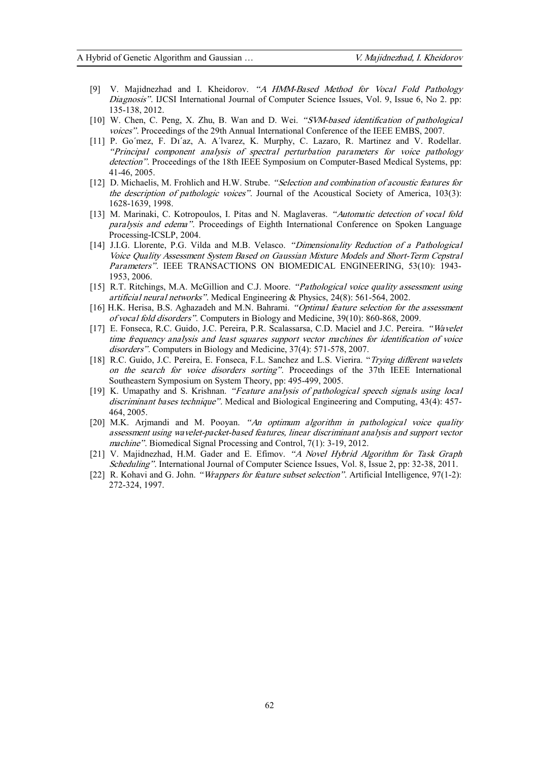[9] V. Majidnezhad and I. Kheidorov. *"A HMM-Based Method for Vocal Fold Pathology Diagnosis"*. IJCSI International Journal of Computer Science Issues, Vol. 9, Issue 6, No 2. pp: 135-138, 2012.

[10] W. Chen, C. Peng, X. Zhu, B. Wan and D. Wei. *"SVM-based identification of pathological voices"*. Proceedings of the 29th Annual International Conference of the IEEE EMBS, 2007.

[11] P. Go´mez, F. Dı´az, A. A´lvarez, K. Murphy, C. Lazaro, R. Martinez and V. Rodellar. *"Principal component analysis of spectral perturbation parameters for voice pathology detection"*. Proceedings of the 18th IEEE Symposium on Computer-Based Medical Systems, pp: 41-46, 2005.

[12] D. Michaelis, M. Frohlich and H.W. Strube. *"Selection and combination of acoustic features for the description of pathologic voices"*. Journal of the Acoustical Society of America, 103(3): 1628-1639, 1998.

[13] M. Marinaki, C. Kotropoulos, I. Pitas and N. Maglaveras. *"Automatic detection of vocal fold paralysis and edema"*. Proceedings of Eighth International Conference on Spoken Language Processing-ICSLP, 2004.

[14] J.I.G. Llorente, P.G. Vilda and M.B. Velasco. *"Dimensionality Reduction of a Pathological Voice Quality Assessment System Based on Gaussian Mixture Models and Short-Term Cepstral Parameters"*. IEEE TRANSACTIONS ON BIOMEDICAL ENGINEERING, 53(10): 1943-1953, 2006.

[15] R.T. Ritchings, M.A. McGillion and C.J. Moore. *"Pathological voice quality assessment using artificial neural networks"*. Medical Engineering & Physics, 24(8): 561-564, 2002.

[16] H.K. Herisa, B.S. Aghazadeh and M.N. Bahrami. *"Optimal feature selection for the assessment of vocal fold disorders"*. Computers in Biology and Medicine, 39(10): 860-868, 2009.

[17] E. Fonseca, R.C. Guido, J.C. Pereira, P.R. Scalassarsa, C.D. Maciel and J.C. Pereira. *"Wavelet time frequency analysis and least squares support vector machines for identification of voice disorders"*. Computers in Biology and Medicine, 37(4): 571-578, 2007.

[18] R.C. Guido, J.C. Pereira, E. Fonseca, F.L. Sanchez and L.S. Vierira. "*Trying different wavelets on the search for voice disorders sorting"*. Proceedings of the 37th IEEE International Southeastern Symposium on System Theory, pp: 495-499, 2005.

[19] K. Umapathy and S. Krishnan. *"Feature analysis of pathological speech signals using local discriminant bases technique"*. Medical and Biological Engineering and Computing, 43(4): 457-464, 2005.

[20] M.K. Arjmandi and M. Pooyan. *"An optimum algorithm in pathological voice quality assessment using wavelet-packet-based features, linear discriminant analysis and support vector machine"*. Biomedical Signal Processing and Control, 7(1): 3-19, 2012.

[21] V. Majidnezhad, H.M. Gader and E. Efimov. *"A Novel Hybrid Algorithm for Task Graph Scheduling"*. International Journal of Computer Science Issues, Vol. 8, Issue 2, pp: 32-38, 2011.

[22] R. Kohavi and G. John. *"Wrappers for feature subset selection"*. Artificial Intelligence, 97(1-2): 272-324, 1997.